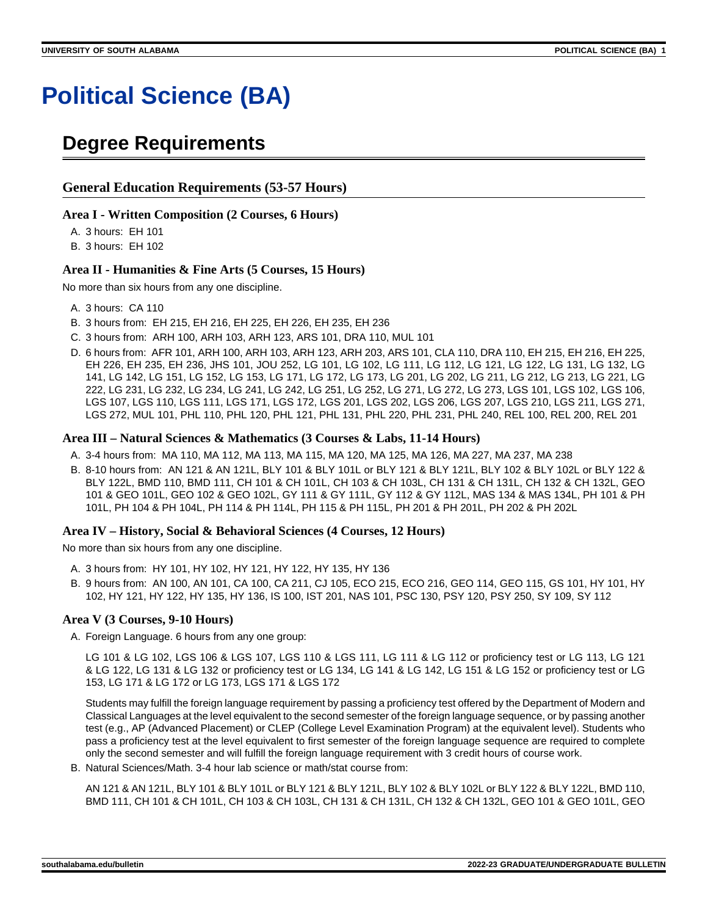# Political Science (BA)

## Degree Requirements

### General Education Requirements (53-57 Hours)

#### Area I - Written Composition (2 Courses, 6 Hours)

A. 3 hours: EH 101
B. 3 hours: EH 102

#### Area II - Humanities & Fine Arts (5 Courses, 15 Hours)

No more than six hours from any one discipline.

A. 3 hours: CA 110
B. 3 hours from: EH 215, EH 216, EH 225, EH 226, EH 235, EH 236
C. 3 hours from: ARH 100, ARH 103, ARH 123, ARS 101, DRA 110, MUL 101
D. 6 hours from: AFR 101, ARH 100, ARH 103, ARH 123, ARH 203, ARS 101, CLA 110, DRA 110, EH 215, EH 216, EH 225, EH 226, EH 235, EH 236, JHS 101, JOU 252, LG 101, LG 102, LG 111, LG 112, LG 121, LG 122, LG 131, LG 132, LG 141, LG 142, LG 151, LG 152, LG 153, LG 171, LG 172, LG 173, LG 201, LG 202, LG 211, LG 212, LG 213, LG 221, LG 222, LG 231, LG 232, LG 234, LG 241, LG 242, LG 251, LG 252, LG 271, LG 272, LG 273, LGS 101, LGS 102, LGS 106, LGS 107, LGS 110, LGS 111, LGS 171, LGS 172, LGS 201, LGS 202, LGS 206, LGS 207, LGS 210, LGS 211, LGS 271, LGS 272, MUL 101, PHL 110, PHL 120, PHL 121, PHL 131, PHL 220, PHL 231, PHL 240, REL 100, REL 200, REL 201

#### Area III – Natural Sciences & Mathematics (3 Courses & Labs, 11-14 Hours)

A. 3-4 hours from: MA 110, MA 112, MA 113, MA 115, MA 120, MA 125, MA 126, MA 227, MA 237, MA 238
B. 8-10 hours from: AN 121 & AN 121L, BLY 101 & BLY 101L or BLY 121 & BLY 121L, BLY 102 & BLY 102L or BLY 122 & BLY 122L, BMD 110, BMD 111, CH 101 & CH 101L, CH 103 & CH 103L, CH 131 & CH 131L, CH 132 & CH 132L, GEO 101 & GEO 101L, GEO 102 & GEO 102L, GY 111 & GY 111L, GY 112 & GY 112L, MAS 134 & MAS 134L, PH 101 & PH 101L, PH 104 & PH 104L, PH 114 & PH 114L, PH 115 & PH 115L, PH 201 & PH 201L, PH 202 & PH 202L

#### Area IV – History, Social & Behavioral Sciences (4 Courses, 12 Hours)

No more than six hours from any one discipline.

A. 3 hours from: HY 101, HY 102, HY 121, HY 122, HY 135, HY 136
B. 9 hours from: AN 100, AN 101, CA 100, CA 211, CJ 105, ECO 215, ECO 216, GEO 114, GEO 115, GS 101, HY 101, HY 102, HY 121, HY 122, HY 135, HY 136, IS 100, IST 201, NAS 101, PSC 130, PSY 120, PSY 250, SY 109, SY 112

#### Area V (3 Courses, 9-10 Hours)

A. Foreign Language. 6 hours from any one group:

   LG 101 & LG 102, LGS 106 & LGS 107, LGS 110 & LGS 111, LG 111 & LG 112 or proficiency test or LG 113, LG 121 & LG 122, LG 131 & LG 132 or proficiency test or LG 134, LG 141 & LG 142, LG 151 & LG 152 or proficiency test or LG 153, LG 171 & LG 172 or LG 173, LGS 171 & LGS 172

   Students may fulfill the foreign language requirement by passing a proficiency test offered by the Department of Modern and Classical Languages at the level equivalent to the second semester of the foreign language sequence, or by passing another test (e.g., AP (Advanced Placement) or CLEP (College Level Examination Program) at the equivalent level). Students who pass a proficiency test at the level equivalent to first semester of the foreign language sequence are required to complete only the second semester and will fulfill the foreign language requirement with 3 credit hours of course work.

B. Natural Sciences/Math. 3-4 hour lab science or math/stat course from:

   AN 121 & AN 121L, BLY 101 & BLY 101L or BLY 121 & BLY 121L, BLY 102 & BLY 102L or BLY 122 & BLY 122L, BMD 110, BMD 111, CH 101 & CH 101L, CH 103 & CH 103L, CH 131 & CH 131L, CH 132 & CH 132L, GEO 101 & GEO 101L, GEO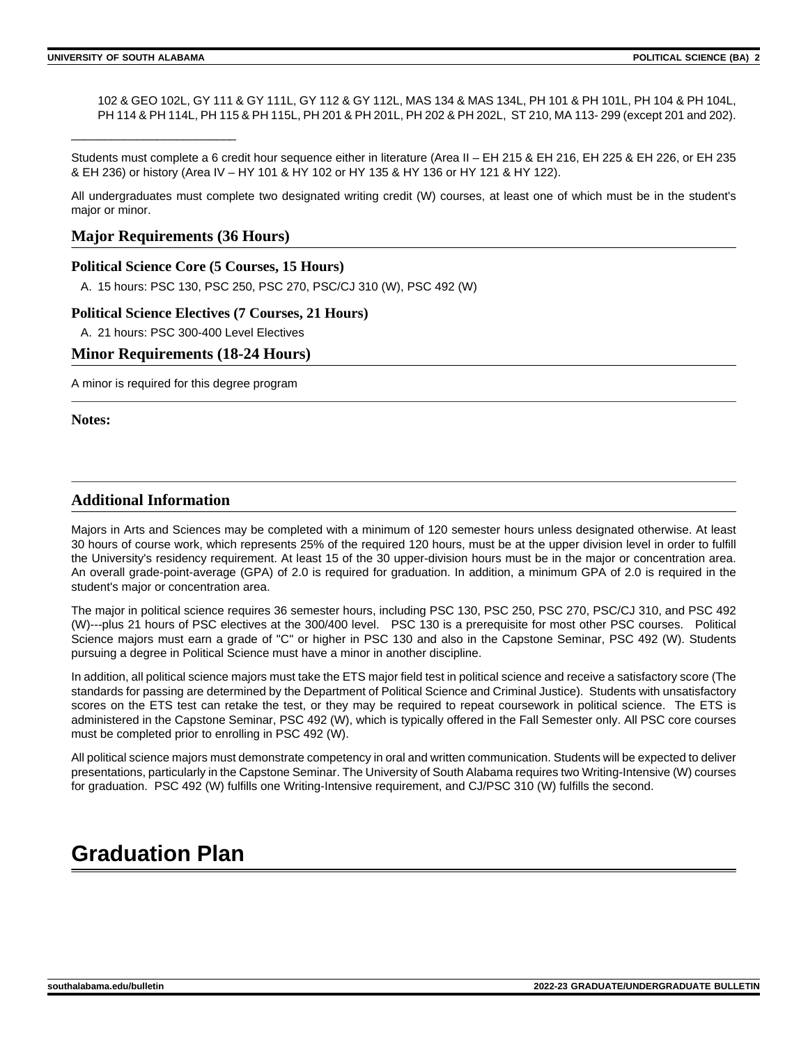102 & GEO 102L, GY 111 & GY 111L, GY 112 & GY 112L, MAS 134 & MAS 134L, PH 101 & PH 101L, PH 104 & PH 104L, PH 114 & PH 114L, PH 115 & PH 115L, PH 201 & PH 201L, PH 202 & PH 202L, ST 210, MA 113- 299 (except 201 and 202).

___________________________

Students must complete a 6 credit hour sequence either in literature (Area II – EH 215 & EH 216, EH 225 & EH 226, or EH 235 & EH 236) or history (Area IV – HY 101 & HY 102 or HY 135 & HY 136 or HY 121 & HY 122).

All undergraduates must complete two designated writing credit (W) courses, at least one of which must be in the student's major or minor.

## Major Requirements (36 Hours)

### Political Science Core (5 Courses, 15 Hours)

A. 15 hours: PSC 130, PSC 250, PSC 270, PSC/CJ 310 (W), PSC 492 (W)

### Political Science Electives (7 Courses, 21 Hours)

A. 21 hours: PSC 300-400 Level Electives

## Minor Requirements (18-24 Hours)

A minor is required for this degree program

**Notes:**

## Additional Information

Majors in Arts and Sciences may be completed with a minimum of 120 semester hours unless designated otherwise. At least 30 hours of course work, which represents 25% of the required 120 hours, must be at the upper division level in order to fulfill the University's residency requirement. At least 15 of the 30 upper-division hours must be in the major or concentration area. An overall grade-point-average (GPA) of 2.0 is required for graduation. In addition, a minimum GPA of 2.0 is required in the student's major or concentration area.

The major in political science requires 36 semester hours, including PSC 130, PSC 250, PSC 270, PSC/CJ 310, and PSC 492 (W)---plus 21 hours of PSC electives at the 300/400 level. PSC 130 is a prerequisite for most other PSC courses. Political Science majors must earn a grade of "C" or higher in PSC 130 and also in the Capstone Seminar, PSC 492 (W). Students pursuing a degree in Political Science must have a minor in another discipline.

In addition, all political science majors must take the ETS major field test in political science and receive a satisfactory score (The standards for passing are determined by the Department of Political Science and Criminal Justice). Students with unsatisfactory scores on the ETS test can retake the test, or they may be required to repeat coursework in political science. The ETS is administered in the Capstone Seminar, PSC 492 (W), which is typically offered in the Fall Semester only. All PSC core courses must be completed prior to enrolling in PSC 492 (W).

All political science majors must demonstrate competency in oral and written communication. Students will be expected to deliver presentations, particularly in the Capstone Seminar. The University of South Alabama requires two Writing-Intensive (W) courses for graduation. PSC 492 (W) fulfills one Writing-Intensive requirement, and CJ/PSC 310 (W) fulfills the second.

# Graduation Plan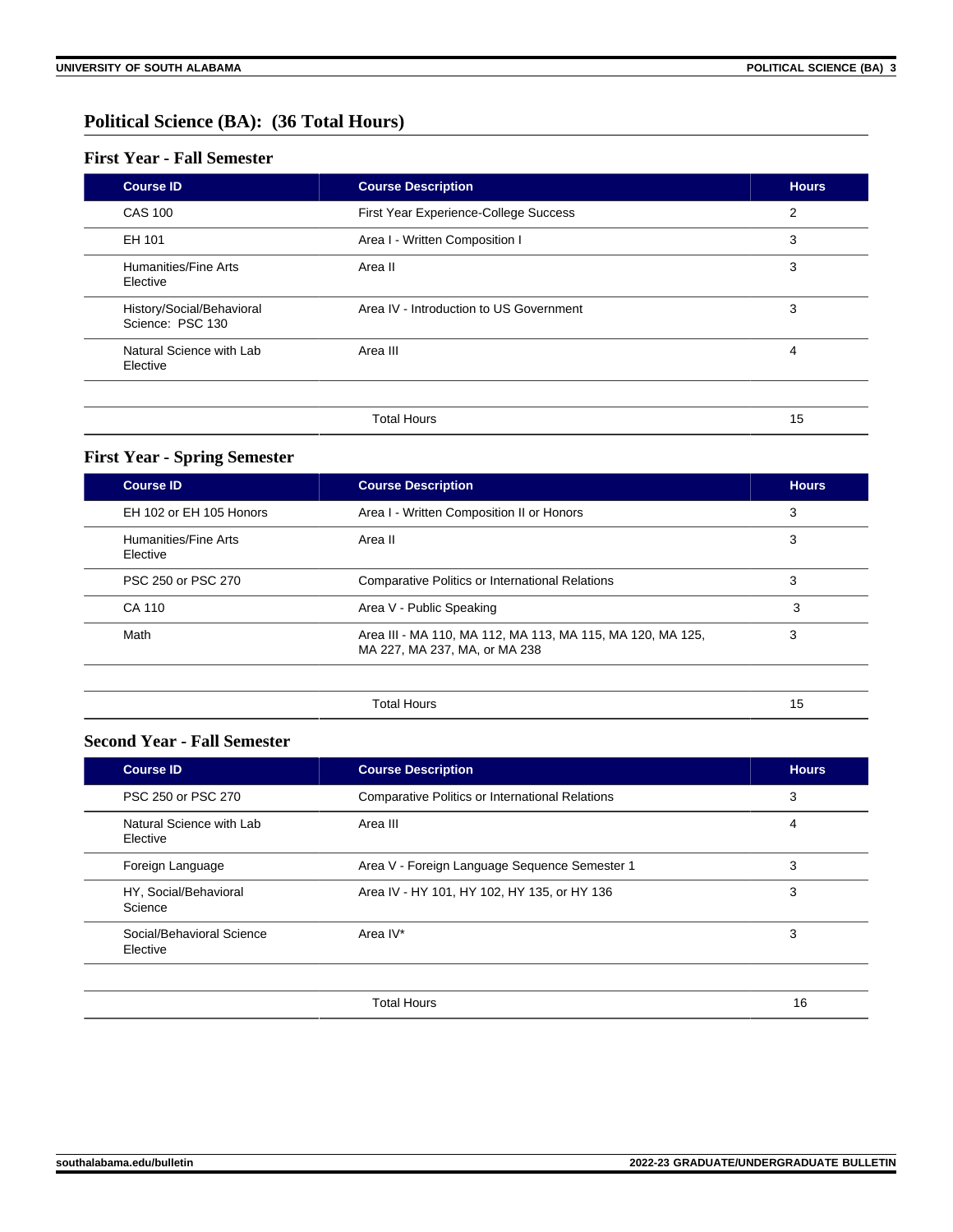## Political Science (BA): (36 Total Hours)

### First Year - Fall Semester

| Course ID | Course Description | Hours |
|---|---|---|
| CAS 100 | First Year Experience-College Success | 2 |
| EH 101 | Area I - Written Composition I | 3 |
| Humanities/Fine Arts Elective | Area II | 3 |
| History/Social/Behavioral Science: PSC 130 | Area IV - Introduction to US Government | 3 |
| Natural Science with Lab Elective | Area III | 4 |
| | | |
| | Total Hours | 15 |

### First Year - Spring Semester

| Course ID | Course Description | Hours |
|---|---|---|
| EH 102 or EH 105 Honors | Area I - Written Composition II or Honors | 3 |
| Humanities/Fine Arts Elective | Area II | 3 |
| PSC 250 or PSC 270 | Comparative Politics or International Relations | 3 |
| CA 110 | Area V - Public Speaking | 3 |
| Math | Area III - MA 110, MA 112, MA 113, MA 115, MA 120, MA 125, MA 227, MA 237, MA, or MA 238 | 3 |
| | | |
| | Total Hours | 15 |

### Second Year - Fall Semester

| Course ID | Course Description | Hours |
|---|---|---|
| PSC 250 or PSC 270 | Comparative Politics or International Relations | 3 |
| Natural Science with Lab Elective | Area III | 4 |
| Foreign Language | Area V - Foreign Language Sequence Semester 1 | 3 |
| HY, Social/Behavioral Science | Area IV - HY 101, HY 102, HY 135, or HY 136 | 3 |
| Social/Behavioral Science Elective | Area IV* | 3 |
| | | |
| | Total Hours | 16 |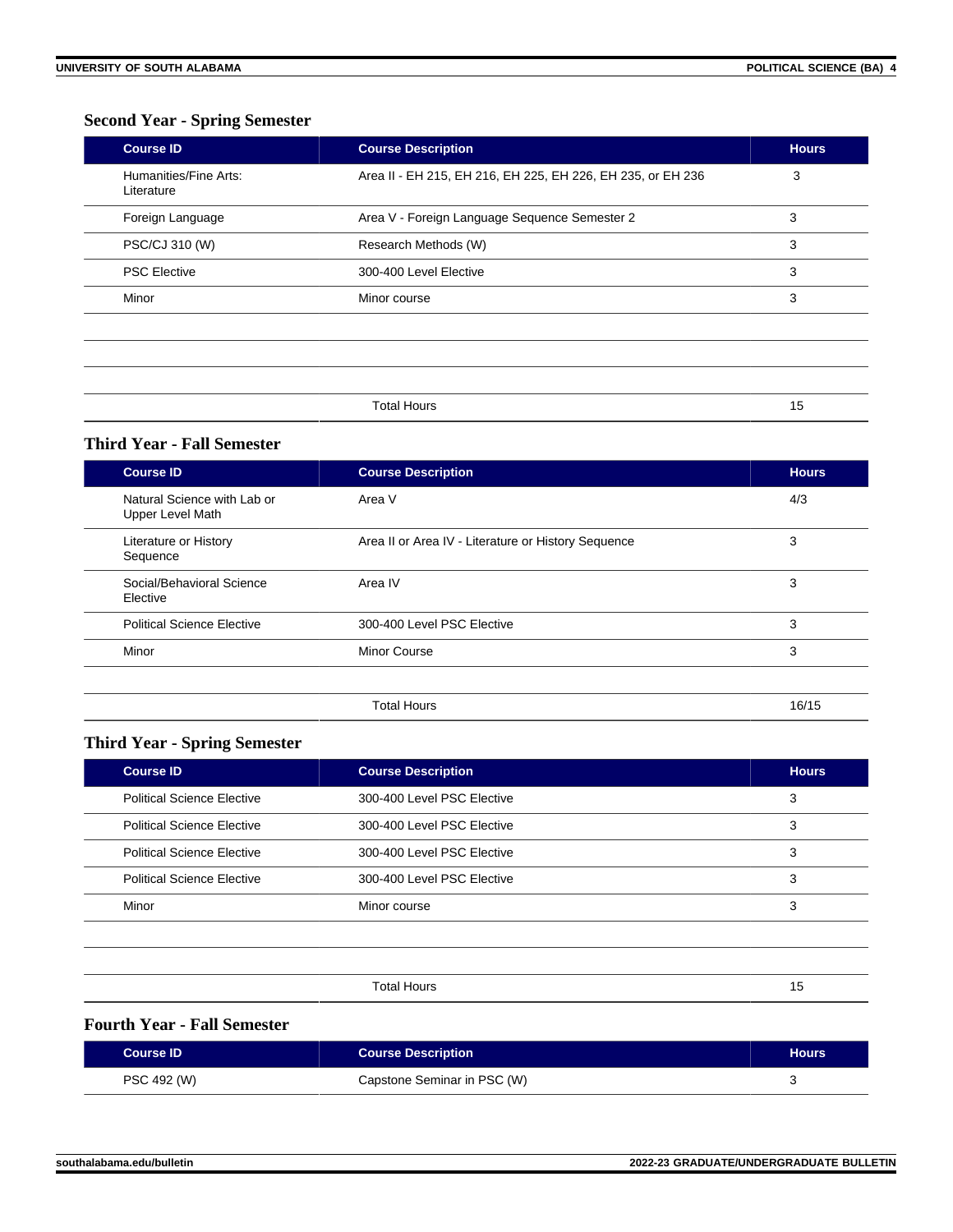### Second Year - Spring Semester

| Course ID | Course Description | Hours |
| --- | --- | --- |
| Humanities/Fine Arts: Literature | Area II - EH 215, EH 216, EH 225, EH 226, EH 235, or EH 236 | 3 |
| Foreign Language | Area V - Foreign Language Sequence Semester 2 | 3 |
| PSC/CJ 310 (W) | Research Methods (W) | 3 |
| PSC Elective | 300-400 Level Elective | 3 |
| Minor | Minor course | 3 |
| | | |
| | | |
| | | |
| | Total Hours | 15 |

### Third Year - Fall Semester

| Course ID | Course Description | Hours |
| --- | --- | --- |
| Natural Science with Lab or Upper Level Math | Area V | 4/3 |
| Literature or History Sequence | Area II or Area IV - Literature or History Sequence | 3 |
| Social/Behavioral Science Elective | Area IV | 3 |
| Political Science Elective | 300-400 Level PSC Elective | 3 |
| Minor | Minor Course | 3 |
| | | |
| | Total Hours | 16/15 |

### Third Year - Spring Semester

| Course ID | Course Description | Hours |
| --- | --- | --- |
| Political Science Elective | 300-400 Level PSC Elective | 3 |
| Political Science Elective | 300-400 Level PSC Elective | 3 |
| Political Science Elective | 300-400 Level PSC Elective | 3 |
| Political Science Elective | 300-400 Level PSC Elective | 3 |
| Minor | Minor course | 3 |
| | | |
| | | |
| | Total Hours | 15 |

### Fourth Year - Fall Semester

| Course ID | Course Description | Hours |
| --- | --- | --- |
| PSC 492 (W) | Capstone Seminar in PSC (W) | 3 |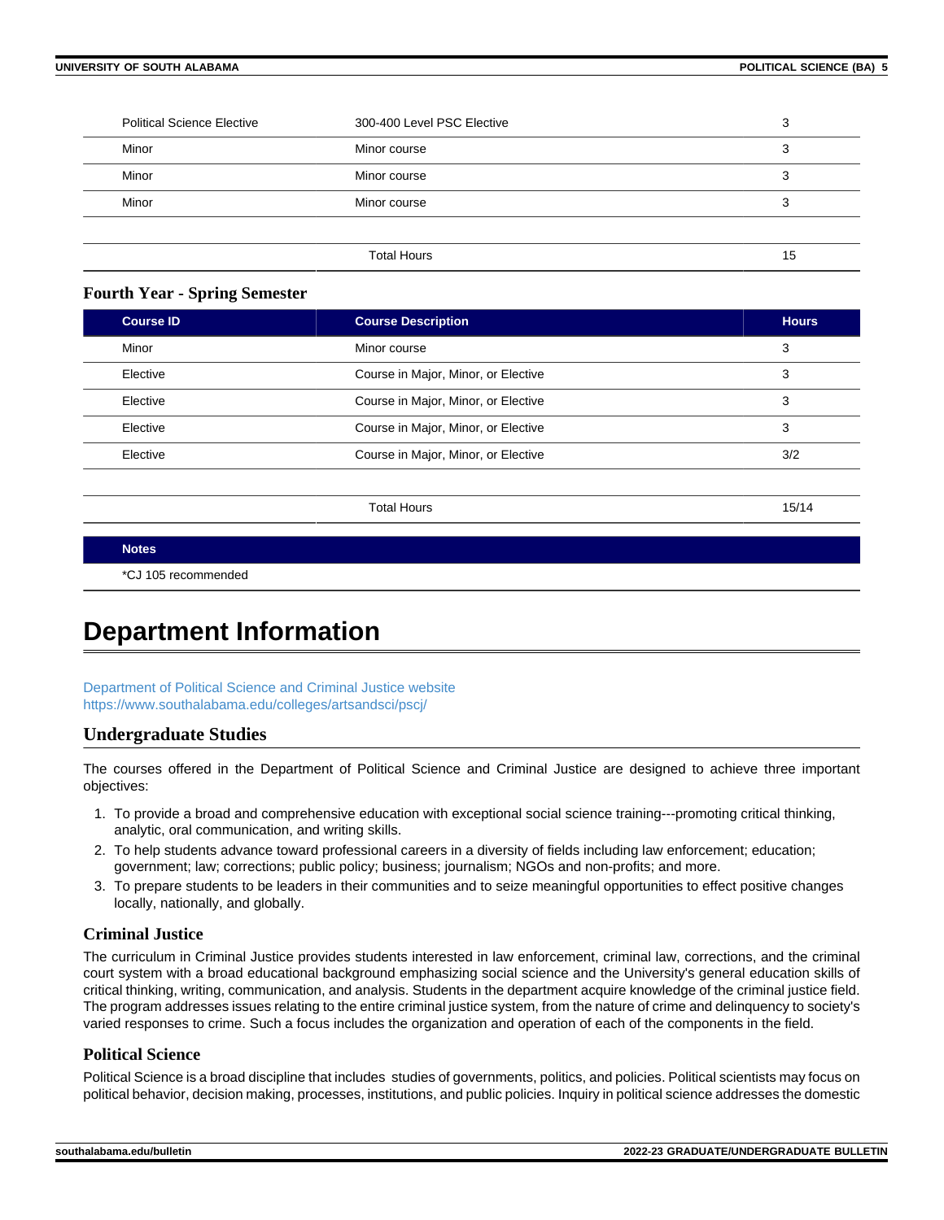| Course ID | Course Description | Hours |
| --- | --- | --- |
| Political Science Elective | 300-400 Level PSC Elective | 3 |
| Minor | Minor course | 3 |
| Minor | Minor course | 3 |
| Minor | Minor course | 3 |
| | Total Hours | 15 |

### Fourth Year - Spring Semester

| Course ID | Course Description | Hours |
| --- | --- | --- |
| Minor | Minor course | 3 |
| Elective | Course in Major, Minor, or Elective | 3 |
| Elective | Course in Major, Minor, or Elective | 3 |
| Elective | Course in Major, Minor, or Elective | 3 |
| Elective | Course in Major, Minor, or Elective | 3/2 |
| | Total Hours | 15/14 |

| Notes |
| --- |
| *CJ 105 recommended |

# Department Information

Department of Political Science and Criminal Justice website
https://www.southalabama.edu/colleges/artsandsci/pscj/

## Undergraduate Studies

The courses offered in the Department of Political Science and Criminal Justice are designed to achieve three important objectives:

1. To provide a broad and comprehensive education with exceptional social science training---promoting critical thinking, analytic, oral communication, and writing skills.
2. To help students advance toward professional careers in a diversity of fields including law enforcement; education; government; law; corrections; public policy; business; journalism; NGOs and non-profits; and more.
3. To prepare students to be leaders in their communities and to seize meaningful opportunities to effect positive changes locally, nationally, and globally.

### Criminal Justice

The curriculum in Criminal Justice provides students interested in law enforcement, criminal law, corrections, and the criminal court system with a broad educational background emphasizing social science and the University's general education skills of critical thinking, writing, communication, and analysis. Students in the department acquire knowledge of the criminal justice field. The program addresses issues relating to the entire criminal justice system, from the nature of crime and delinquency to society's varied responses to crime. Such a focus includes the organization and operation of each of the components in the field.

### Political Science

Political Science is a broad discipline that includes studies of governments, politics, and policies. Political scientists may focus on political behavior, decision making, processes, institutions, and public policies. Inquiry in political science addresses the domestic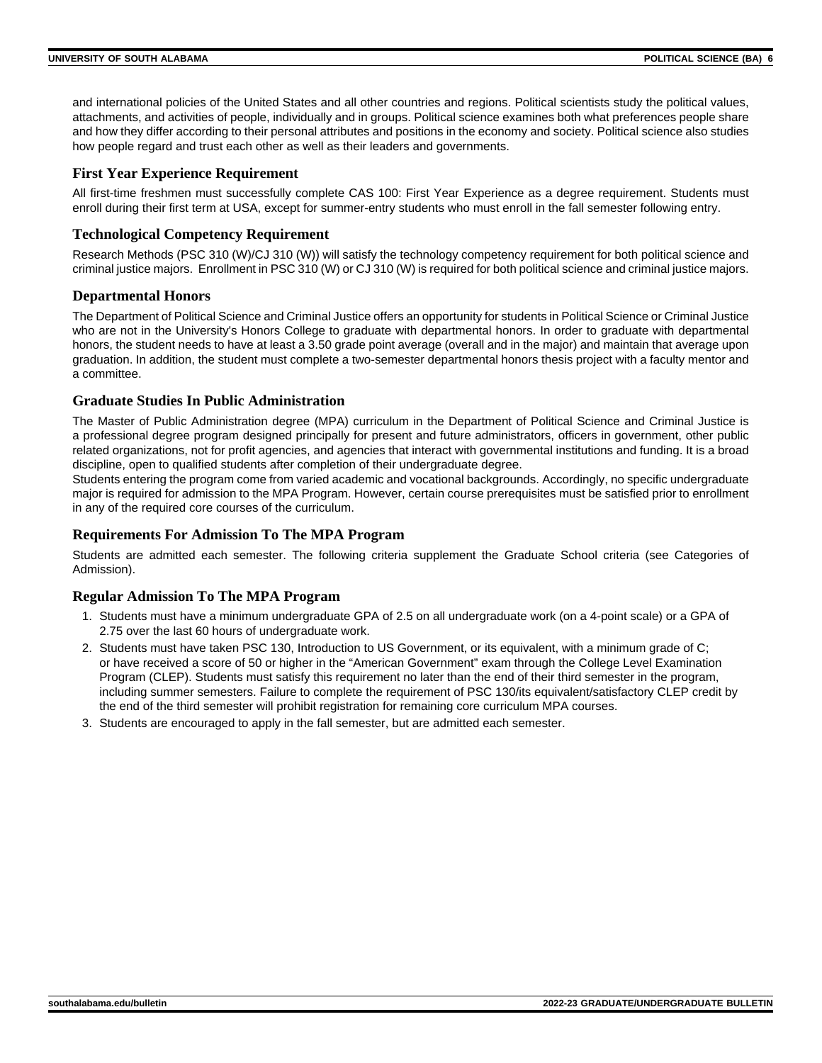and international policies of the United States and all other countries and regions. Political scientists study the political values, attachments, and activities of people, individually and in groups. Political science examines both what preferences people share and how they differ according to their personal attributes and positions in the economy and society. Political science also studies how people regard and trust each other as well as their leaders and governments.

## First Year Experience Requirement

All first-time freshmen must successfully complete CAS 100: First Year Experience as a degree requirement. Students must enroll during their first term at USA, except for summer-entry students who must enroll in the fall semester following entry.

## Technological Competency Requirement

Research Methods (PSC 310 (W)/CJ 310 (W)) will satisfy the technology competency requirement for both political science and criminal justice majors. Enrollment in PSC 310 (W) or CJ 310 (W) is required for both political science and criminal justice majors.

## Departmental Honors

The Department of Political Science and Criminal Justice offers an opportunity for students in Political Science or Criminal Justice who are not in the University's Honors College to graduate with departmental honors. In order to graduate with departmental honors, the student needs to have at least a 3.50 grade point average (overall and in the major) and maintain that average upon graduation. In addition, the student must complete a two-semester departmental honors thesis project with a faculty mentor and a committee.

## Graduate Studies In Public Administration

The Master of Public Administration degree (MPA) curriculum in the Department of Political Science and Criminal Justice is a professional degree program designed principally for present and future administrators, officers in government, other public related organizations, not for profit agencies, and agencies that interact with governmental institutions and funding. It is a broad discipline, open to qualified students after completion of their undergraduate degree.

Students entering the program come from varied academic and vocational backgrounds. Accordingly, no specific undergraduate major is required for admission to the MPA Program. However, certain course prerequisites must be satisfied prior to enrollment in any of the required core courses of the curriculum.

## Requirements For Admission To The MPA Program

Students are admitted each semester. The following criteria supplement the Graduate School criteria (see Categories of Admission).

## Regular Admission To The MPA Program

1. Students must have a minimum undergraduate GPA of 2.5 on all undergraduate work (on a 4-point scale) or a GPA of 2.75 over the last 60 hours of undergraduate work.
2. Students must have taken PSC 130, Introduction to US Government, or its equivalent, with a minimum grade of C; or have received a score of 50 or higher in the "American Government" exam through the College Level Examination Program (CLEP). Students must satisfy this requirement no later than the end of their third semester in the program, including summer semesters. Failure to complete the requirement of PSC 130/its equivalent/satisfactory CLEP credit by the end of the third semester will prohibit registration for remaining core curriculum MPA courses.
3. Students are encouraged to apply in the fall semester, but are admitted each semester.